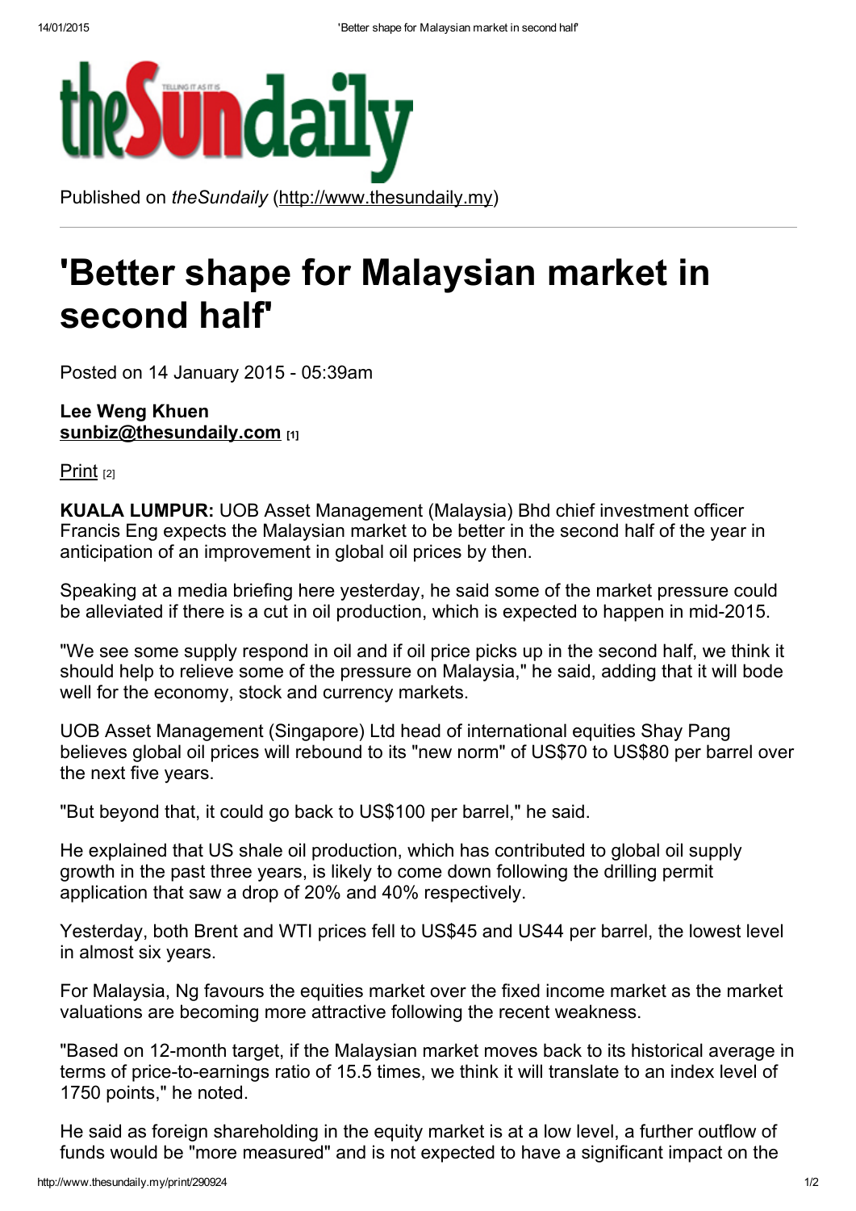theSundaily

Published on *theSundaily* (http://www.thesundaily.my)

# 'Better shape for Malaysian market in second half'

Posted on 14 January 2015 - 05:39am

**Lee Weng Khuen**
**sunbiz@thesundaily.com** [1]

Print [2]

**KUALA LUMPUR:** UOB Asset Management (Malaysia) Bhd chief investment officer Francis Eng expects the Malaysian market to be better in the second half of the year in anticipation of an improvement in global oil prices by then.

Speaking at a media briefing here yesterday, he said some of the market pressure could be alleviated if there is a cut in oil production, which is expected to happen in mid-2015.

"We see some supply respond in oil and if oil price picks up in the second half, we think it should help to relieve some of the pressure on Malaysia," he said, adding that it will bode well for the economy, stock and currency markets.

UOB Asset Management (Singapore) Ltd head of international equities Shay Pang believes global oil prices will rebound to its "new norm" of US$70 to US$80 per barrel over the next five years.

"But beyond that, it could go back to US$100 per barrel," he said.

He explained that US shale oil production, which has contributed to global oil supply growth in the past three years, is likely to come down following the drilling permit application that saw a drop of 20% and 40% respectively.

Yesterday, both Brent and WTI prices fell to US$45 and US44 per barrel, the lowest level in almost six years.

For Malaysia, Ng favours the equities market over the fixed income market as the market valuations are becoming more attractive following the recent weakness.

"Based on 12-month target, if the Malaysian market moves back to its historical average in terms of price-to-earnings ratio of 15.5 times, we think it will translate to an index level of 1750 points," he noted.

He said as foreign shareholding in the equity market is at a low level, a further outflow of funds would be "more measured" and is not expected to have a significant impact on the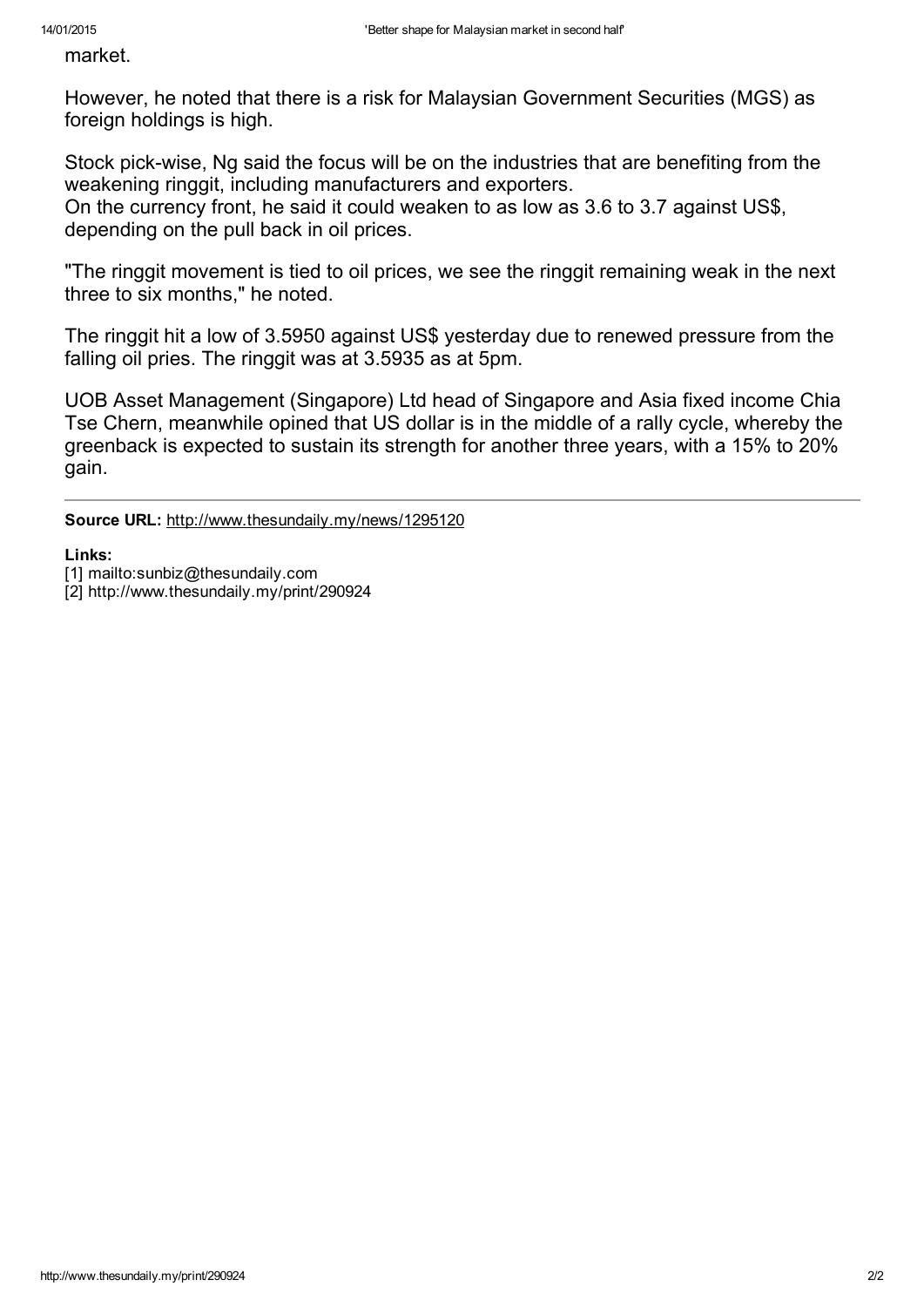market.

However, he noted that there is a risk for Malaysian Government Securities (MGS) as foreign holdings is high.

Stock pick-wise, Ng said the focus will be on the industries that are benefiting from the weakening ringgit, including manufacturers and exporters.
On the currency front, he said it could weaken to as low as 3.6 to 3.7 against US$, depending on the pull back in oil prices.

"The ringgit movement is tied to oil prices, we see the ringgit remaining weak in the next three to six months," he noted.

The ringgit hit a low of 3.5950 against US$ yesterday due to renewed pressure from the falling oil pries. The ringgit was at 3.5935 as at 5pm.

UOB Asset Management (Singapore) Ltd head of Singapore and Asia fixed income Chia Tse Chern, meanwhile opined that US dollar is in the middle of a rally cycle, whereby the greenback is expected to sustain its strength for another three years, with a 15% to 20% gain.

---

**Source URL:** http://www.thesundaily.my/news/1295120

**Links:**
[1] mailto:sunbiz@thesundaily.com
[2] http://www.thesundaily.my/print/290924